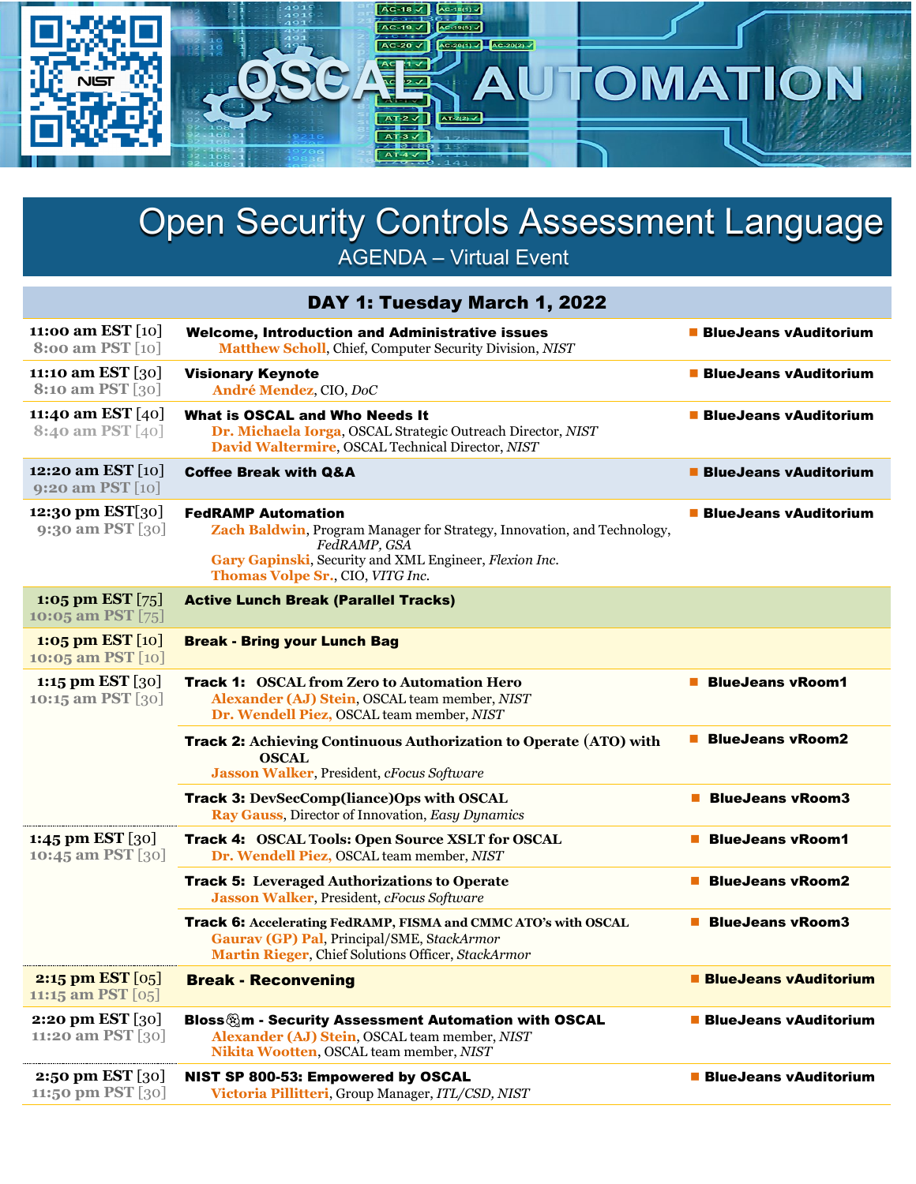# Open Security Controls Assessment Language

AGENDA – Virtual Event

## DAY 1: Tuesday March 1, 2022

| Time | Session | Location |
|---|---|---|
| 11:00 am EST [10]<br>8:00 am PST [10] | **Welcome, Introduction and Administrative issues**<br>**Matthew Scholl**, Chief, Computer Security Division, *NIST* | BlueJeans vAuditorium |
| 11:10 am EST [30]<br>8:10 am PST [30] | **Visionary Keynote**<br>**André Mendez**, CIO, *DoC* | BlueJeans vAuditorium |
| 11:40 am EST [40]<br>8:40 am PST [40] | **What is OSCAL and Who Needs It**<br>**Dr. Michaela Iorga**, OSCAL Strategic Outreach Director, *NIST*<br>**David Waltermire**, OSCAL Technical Director, *NIST* | BlueJeans vAuditorium |
| 12:20 am EST [10]<br>9:20 am PST [10] | **Coffee Break with Q&A** | BlueJeans vAuditorium |
| 12:30 pm EST[30]<br>9:30 am PST [30] | **FedRAMP Automation**<br>**Zach Baldwin**, Program Manager for Strategy, Innovation, and Technology, *FedRAMP, GSA*<br>**Gary Gapinski**, Security and XML Engineer, *Flexion Inc.*<br>**Thomas Volpe Sr.**, CIO, *VITG Inc.* | BlueJeans vAuditorium |
| 1:05 pm EST [75]<br>10:05 am PST [75] | **Active Lunch Break (Parallel Tracks)** | |
| 1:05 pm EST [10]<br>10:05 am PST [10] | **Break - Bring your Lunch Bag** | |
| 1:15 pm EST [30]<br>10:15 am PST [30] | **Track 1: OSCAL from Zero to Automation Hero**<br>**Alexander (AJ) Stein**, OSCAL team member, *NIST*<br>**Dr. Wendell Piez,** OSCAL team member, *NIST* | BlueJeans vRoom1 |
| | **Track 2: Achieving Continuous Authorization to Operate (ATO) with OSCAL**<br>**Jasson Walker**, President, *cFocus Software* | BlueJeans vRoom2 |
| | **Track 3: DevSecComp(liance)Ops with OSCAL**<br>**Ray Gauss**, Director of Innovation, *Easy Dynamics* | BlueJeans vRoom3 |
| 1:45 pm EST [30]<br>10:45 am PST [30] | **Track 4: OSCAL Tools: Open Source XSLT for OSCAL**<br>**Dr. Wendell Piez,** OSCAL team member, *NIST* | BlueJeans vRoom1 |
| | **Track 5: Leveraged Authorizations to Operate**<br>**Jasson Walker**, President, *cFocus Software* | BlueJeans vRoom2 |
| | **Track 6: Accelerating FedRAMP, FISMA and CMMC ATO's with OSCAL**<br>**Gaurav (GP) Pal**, Principal/SME, *StackArmor*<br>**Martin Rieger**, Chief Solutions Officer, *StackArmor* | BlueJeans vRoom3 |
| 2:15 pm EST [05]<br>11:15 am PST [05] | **Break - Reconvening** | BlueJeans vAuditorium |
| 2:20 pm EST [30]<br>11:20 am PST [30] | **Bloss😵m - Security Assessment Automation with OSCAL**<br>**Alexander (AJ) Stein**, OSCAL team member, *NIST*<br>**Nikita Wootten**, OSCAL team member, *NIST* | BlueJeans vAuditorium |
| 2:50 pm EST [30]<br>11:50 pm PST [30] | **NIST SP 800-53: Empowered by OSCAL**<br>**Victoria Pillitteri**, Group Manager, *ITL/CSD, NIST* | BlueJeans vAuditorium |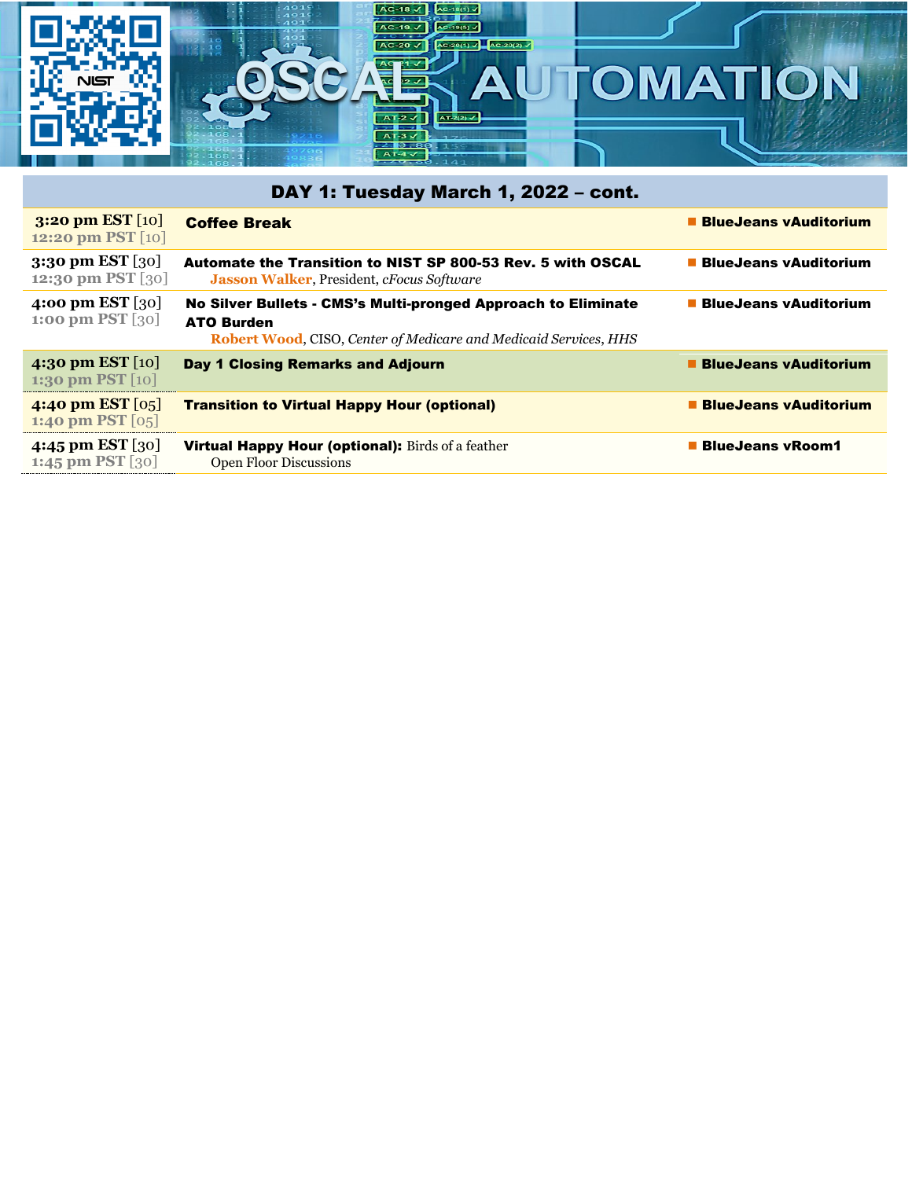## DAY 1: Tuesday March 1, 2022 – cont.

| Time | Session | Location |
|---|---|---|
| **3:20 pm EST** [10]<br>**12:20 pm PST** [10] | **Coffee Break** | **BlueJeans vAuditorium** |
| **3:30 pm EST** [30]<br>**12:30 pm PST** [30] | **Automate the Transition to NIST SP 800-53 Rev. 5 with OSCAL**<br>**Jasson Walker**, President, *cFocus Software* | **BlueJeans vAuditorium** |
| **4:00 pm EST** [30]<br>**1:00 pm PST** [30] | **No Silver Bullets - CMS's Multi-pronged Approach to Eliminate ATO Burden**<br>**Robert Wood**, CISO, *Center of Medicare and Medicaid Services, HHS* | **BlueJeans vAuditorium** |
| **4:30 pm EST** [10]<br>**1:30 pm PST** [10] | **Day 1 Closing Remarks and Adjourn** | **BlueJeans vAuditorium** |
| **4:40 pm EST** [05]<br>**1:40 pm PST** [05] | **Transition to Virtual Happy Hour (optional)** | **BlueJeans vAuditorium** |
| **4:45 pm EST** [30]<br>**1:45 pm PST** [30] | **Virtual Happy Hour (optional):** Birds of a feather<br>Open Floor Discussions | **BlueJeans vRoom1** |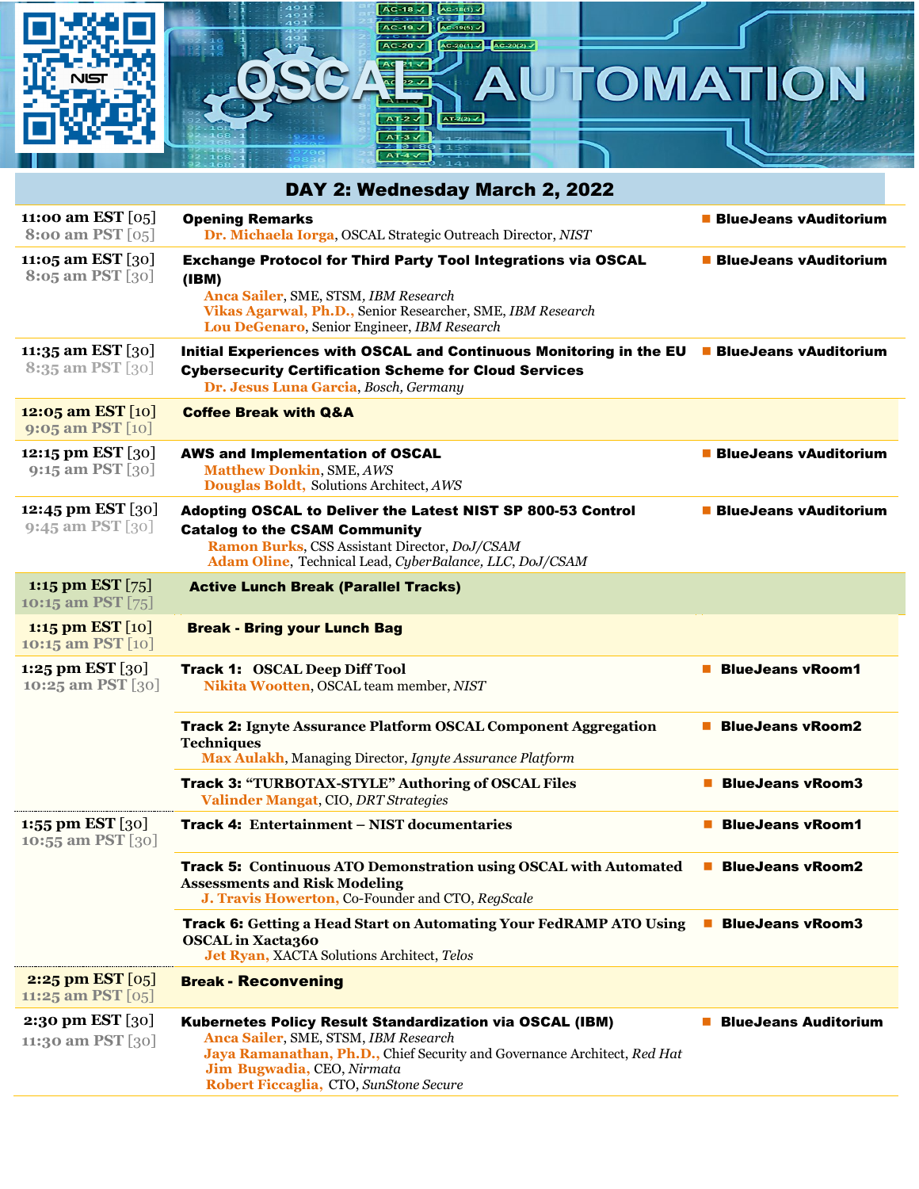# OSCAL AUTOMATION

## DAY 2: Wednesday March 2, 2022

| Time | Session | Location |
|---|---|---|
| **11:00 am EST** [05]<br>**8:00 am PST** [05] | **Opening Remarks**<br>**Dr. Michaela Iorga**, OSCAL Strategic Outreach Director, *NIST* | BlueJeans vAuditorium |
| **11:05 am EST** [30]<br>**8:05 am PST** [30] | **Exchange Protocol for Third Party Tool Integrations via OSCAL (IBM)**<br>**Anca Sailer**, SME, STSM, *IBM Research*<br>**Vikas Agarwal, Ph.D.**, Senior Researcher, SME, *IBM Research*<br>**Lou DeGenaro**, Senior Engineer, *IBM Research* | BlueJeans vAuditorium |
| **11:35 am EST** [30]<br>**8:35 am PST** [30] | **Initial Experiences with OSCAL and Continuous Monitoring in the EU Cybersecurity Certification Scheme for Cloud Services**<br>**Dr. Jesus Luna Garcia**, *Bosch, Germany* | BlueJeans vAuditorium |
| **12:05 am EST** [10]<br>**9:05 am PST** [10] | **Coffee Break with Q&A** | |
| **12:15 pm EST** [30]<br>**9:15 am PST** [30] | **AWS and Implementation of OSCAL**<br>**Matthew Donkin**, SME, *AWS*<br>**Douglas Boldt**, Solutions Architect, *AWS* | BlueJeans vAuditorium |
| **12:45 pm EST** [30]<br>**9:45 am PST** [30] | **Adopting OSCAL to Deliver the Latest NIST SP 800-53 Control Catalog to the CSAM Community**<br>**Ramon Burks**, CSS Assistant Director, *DoJ/CSAM*<br>**Adam Oline**, Technical Lead, *CyberBalance, LLC, DoJ/CSAM* | BlueJeans vAuditorium |
| **1:15 pm EST** [75]<br>**10:15 am PST** [75] | **Active Lunch Break (Parallel Tracks)** | |
| **1:15 pm EST** [10]<br>**10:15 am PST** [10] | **Break - Bring your Lunch Bag** | |
| **1:25 pm EST** [30]<br>**10:25 am PST** [30] | **Track 1: OSCAL Deep Diff Tool**<br>**Nikita Wootten**, OSCAL team member, *NIST* | BlueJeans vRoom1 |
| | **Track 2: Ignyte Assurance Platform OSCAL Component Aggregation Techniques**<br>**Max Aulakh**, Managing Director, *Ignyte Assurance Platform* | BlueJeans vRoom2 |
| | **Track 3: "TURBOTAX-STYLE" Authoring of OSCAL Files**<br>**Valinder Mangat**, CIO, *DRT Strategies* | BlueJeans vRoom3 |
| **1:55 pm EST** [30]<br>**10:55 am PST** [30] | **Track 4: Entertainment – NIST documentaries** | BlueJeans vRoom1 |
| | **Track 5: Continuous ATO Demonstration using OSCAL with Automated Assessments and Risk Modeling**<br>**J. Travis Howerton**, Co-Founder and CTO, *RegScale* | BlueJeans vRoom2 |
| | **Track 6: Getting a Head Start on Automating Your FedRAMP ATO Using OSCAL in Xacta360**<br>**Jet Ryan**, XACTA Solutions Architect, *Telos* | BlueJeans vRoom3 |
| **2:25 pm EST** [05]<br>**11:25 am PST** [05] | **Break - Reconvening** | |
| **2:30 pm EST** [30]<br>**11:30 am PST** [30] | **Kubernetes Policy Result Standardization via OSCAL (IBM)**<br>**Anca Sailer**, SME, STSM, *IBM Research*<br>**Jaya Ramanathan, Ph.D.**, Chief Security and Governance Architect, *Red Hat*<br>**Jim Bugwadia**, CEO, *Nirmata*<br>**Robert Ficcaglia**, CTO, *SunStone Secure* | BlueJeans Auditorium |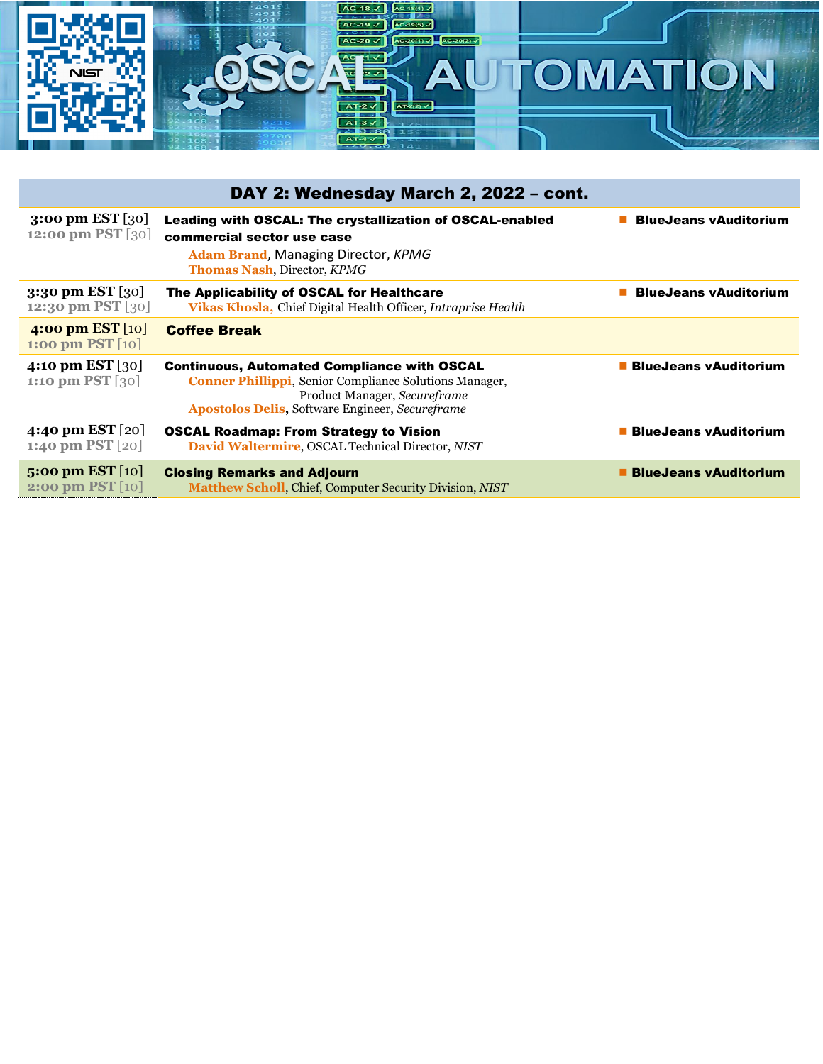# OSCAL AUTOMATION

| DAY 2: Wednesday March 2, 2022 – cont. | | |
|---|---|---|
| **3:00 pm EST** [30]<br>**12:00 pm PST** [30] | **Leading with OSCAL: The crystallization of OSCAL-enabled commercial sector use case**<br>**Adam Brand**, Managing Director, *KPMG*<br>**Thomas Nash**, Director, *KPMG* | ■ **BlueJeans vAuditorium** |
| **3:30 pm EST** [30]<br>**12:30 pm PST** [30] | **The Applicability of OSCAL for Healthcare**<br>**Vikas Khosla,** Chief Digital Health Officer, *Intraprise Health* | ■ **BlueJeans vAuditorium** |
| **4:00 pm EST** [10]<br>**1:00 pm PST** [10] | **Coffee Break** | |
| **4:10 pm EST** [30]<br>**1:10 pm PST** [30] | **Continuous, Automated Compliance with OSCAL**<br>**Conner Phillippi**, Senior Compliance Solutions Manager, Product Manager, *Secureframe*<br>**Apostolos Delis**, Software Engineer, *Secureframe* | ■ **BlueJeans vAuditorium** |
| **4:40 pm EST** [20]<br>**1:40 pm PST** [20] | **OSCAL Roadmap: From Strategy to Vision**<br>**David Waltermire**, OSCAL Technical Director, *NIST* | ■ **BlueJeans vAuditorium** |
| **5:00 pm EST** [10]<br>**2:00 pm PST** [10] | **Closing Remarks and Adjourn**<br>**Matthew Scholl**, Chief, Computer Security Division, *NIST* | ■ **BlueJeans vAuditorium** |